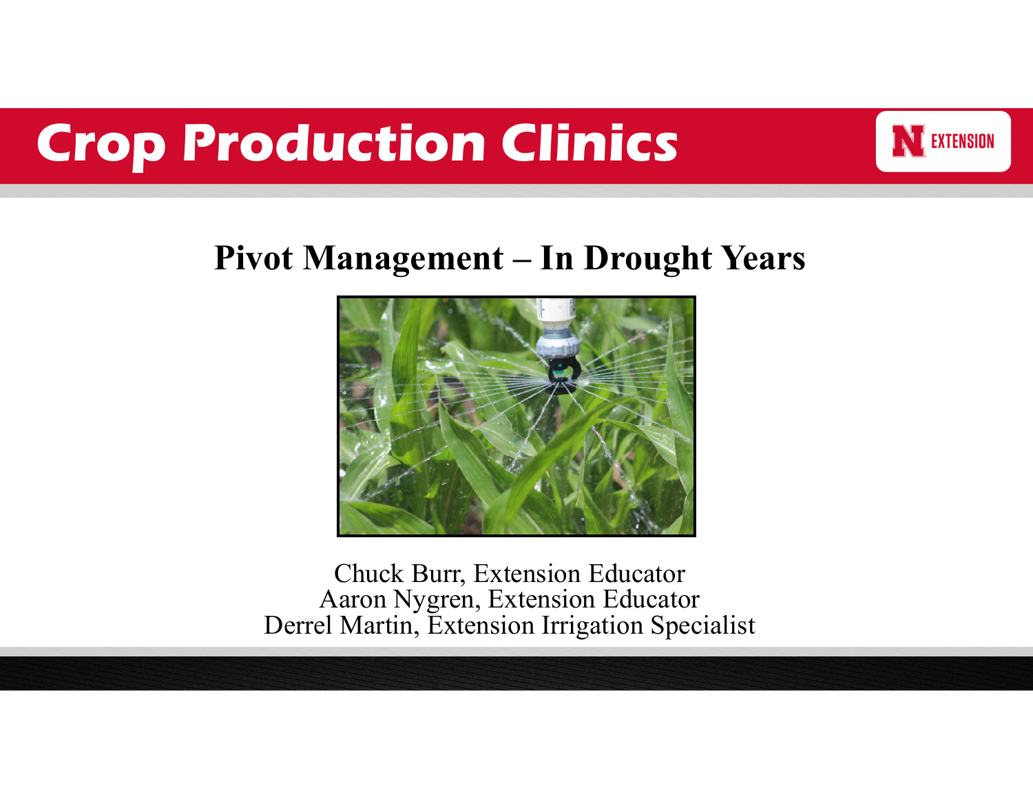# Crop Production Clinics

EXTENSION

## Pivot Management – In Drought Years

Chuck Burr, Extension Educator
Aaron Nygren, Extension Educator
Derrel Martin, Extension Irrigation Specialist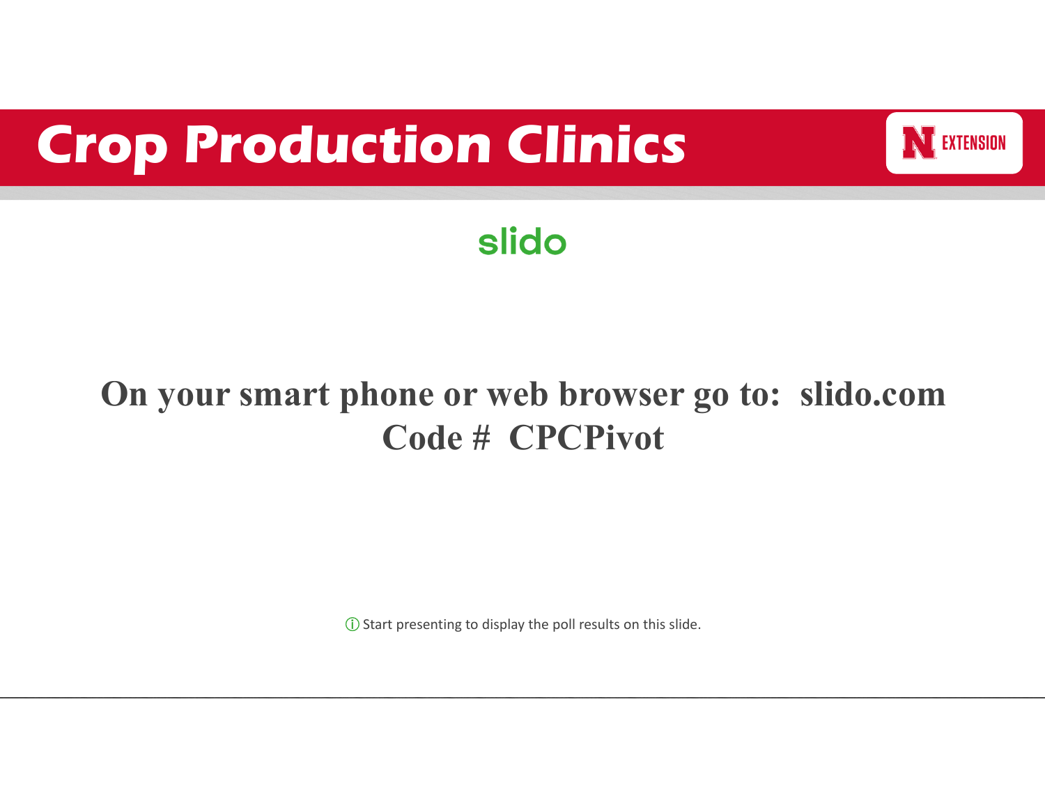# Crop Production Clinics

EXTENSION

slido

**On your smart phone or web browser go to: slido.com**
**Code # CPCPivot**

ⓘ Start presenting to display the poll results on this slide.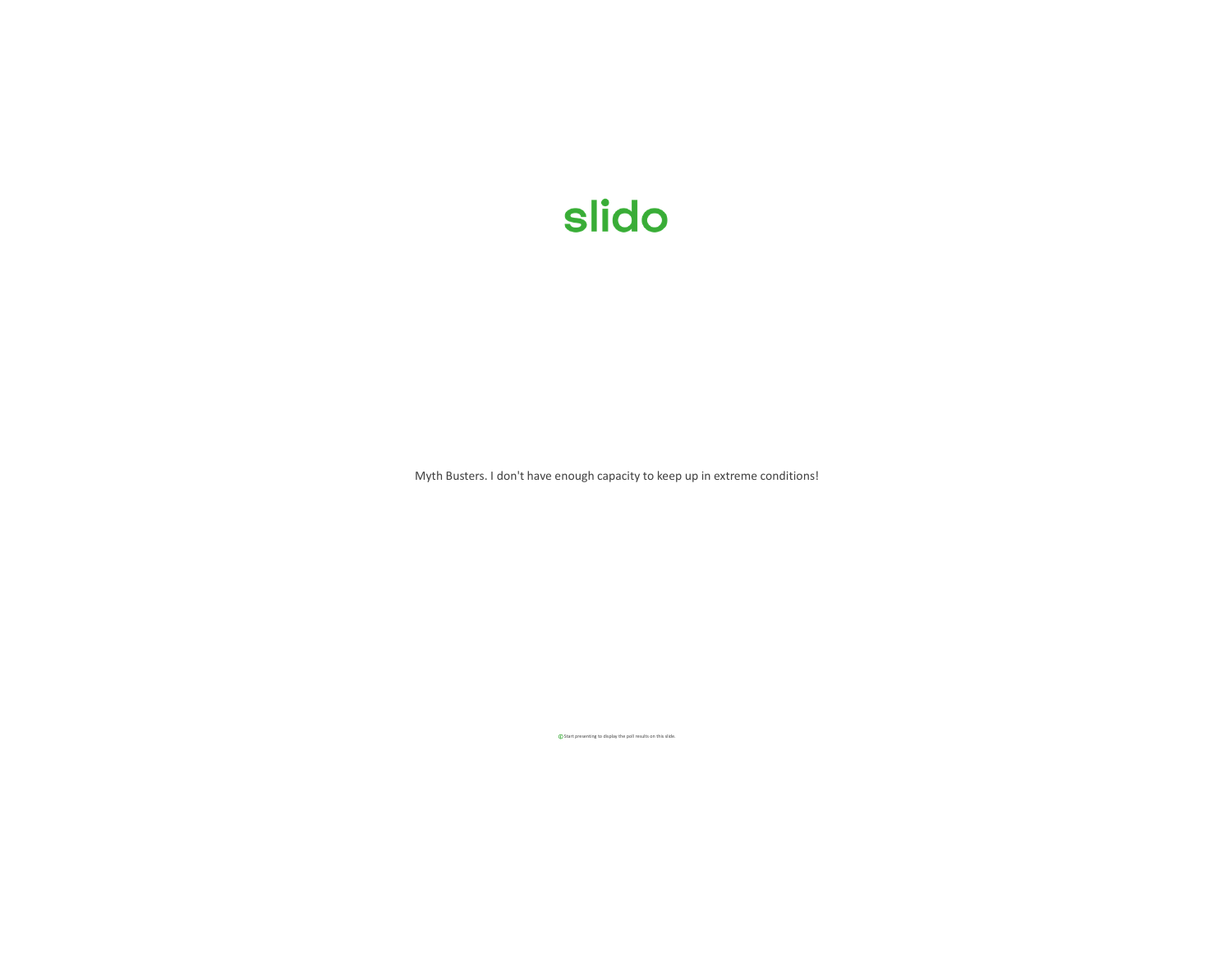slido

Myth Busters. I don't have enough capacity to keep up in extreme conditions!

Start presenting to display the poll results on this slide.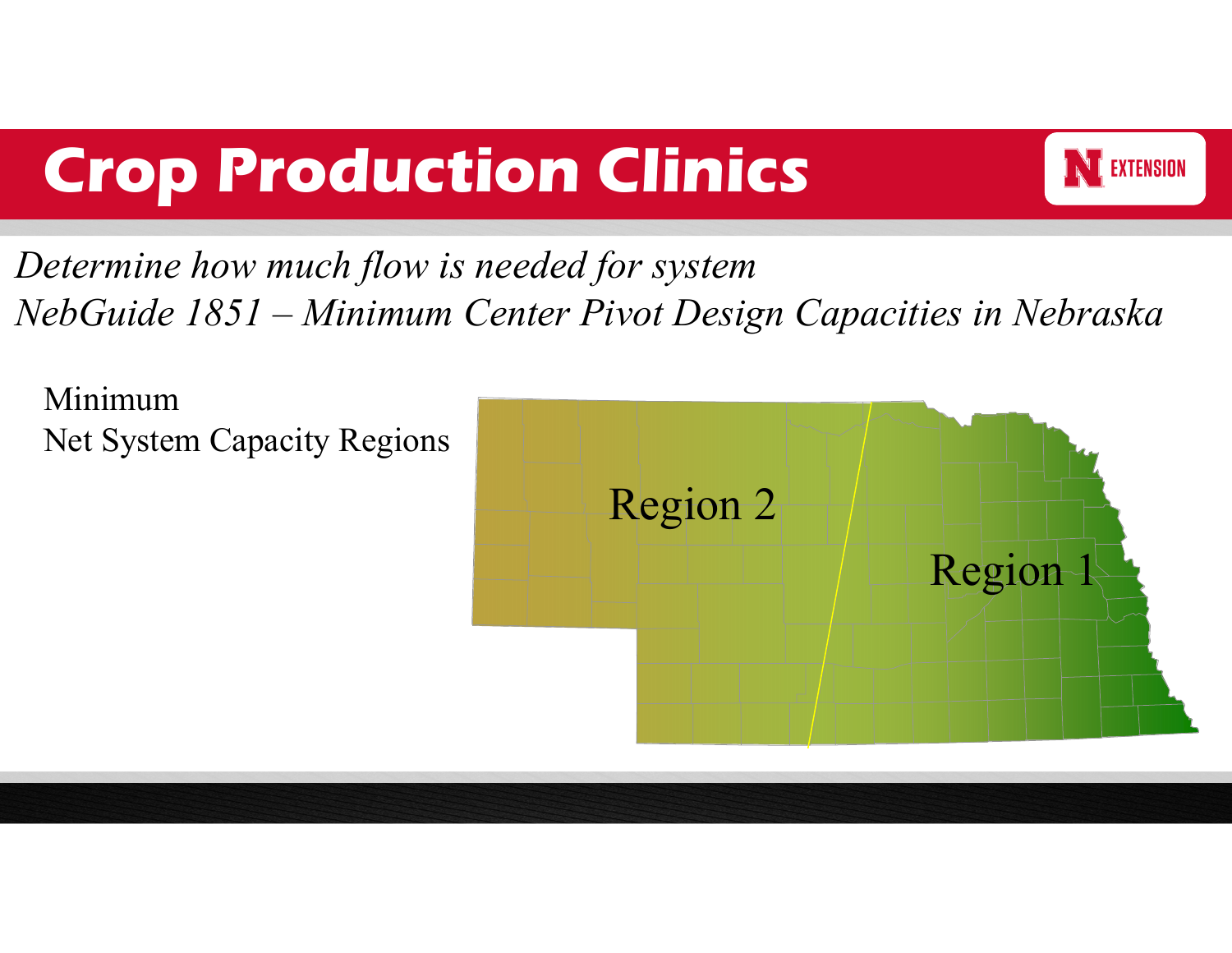# Crop Production Clinics

*Determine how much flow is needed for system*
*NebGuide 1851 – Minimum Center Pivot Design Capacities in Nebraska*

Minimum
Net System Capacity Regions

Region 2

Region 1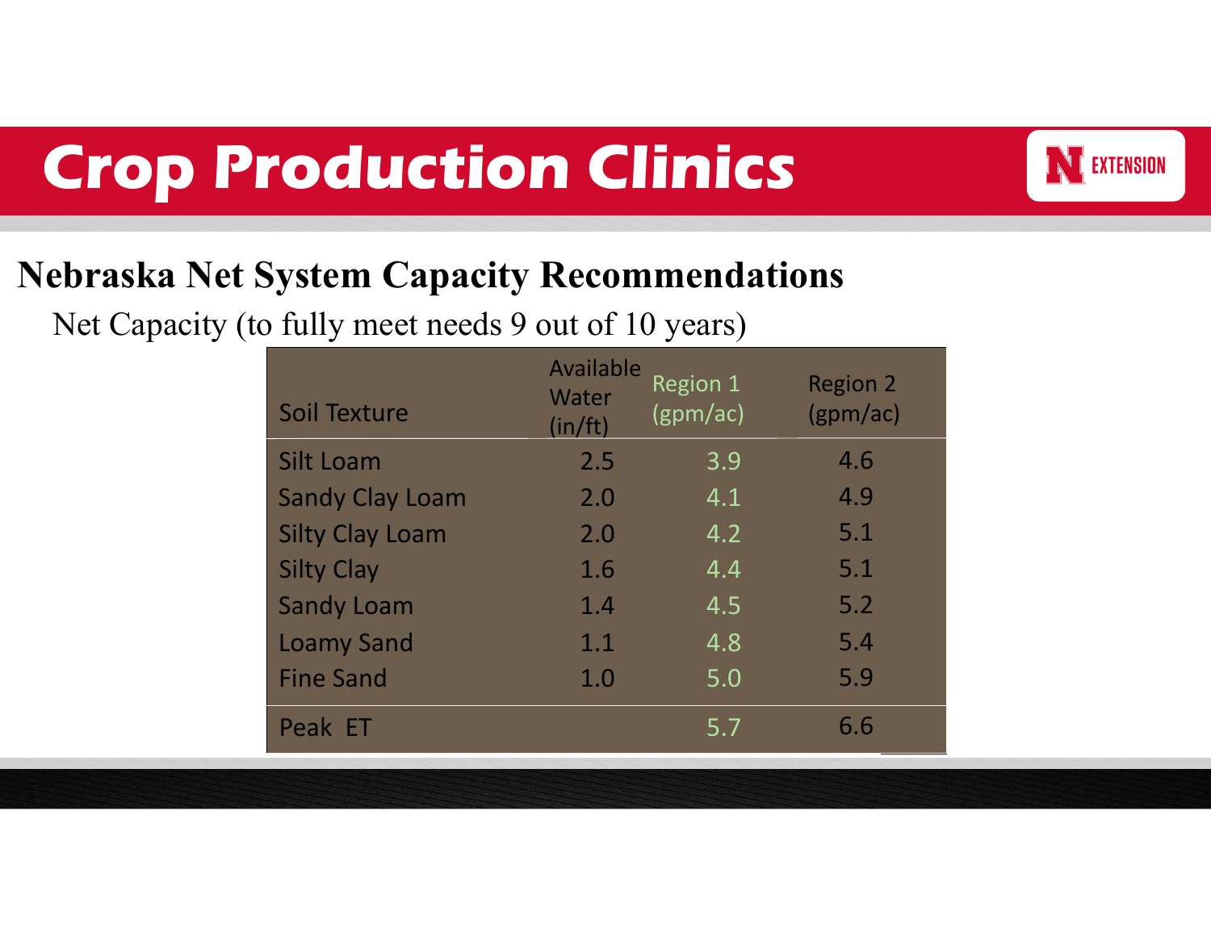# Crop Production Clinics

## Nebraska Net System Capacity Recommendations

Net Capacity (to fully meet needs 9 out of 10 years)

| Soil Texture | Available Water (in/ft) | Region 1 (gpm/ac) | Region 2 (gpm/ac) |
|---|---|---|---|
| Silt Loam | 2.5 | 3.9 | 4.6 |
| Sandy Clay Loam | 2.0 | 4.1 | 4.9 |
| Silty Clay Loam | 2.0 | 4.2 | 5.1 |
| Silty Clay | 1.6 | 4.4 | 5.1 |
| Sandy Loam | 1.4 | 4.5 | 5.2 |
| Loamy Sand | 1.1 | 4.8 | 5.4 |
| Fine Sand | 1.0 | 5.0 | 5.9 |
| Peak ET | | 5.7 | 6.6 |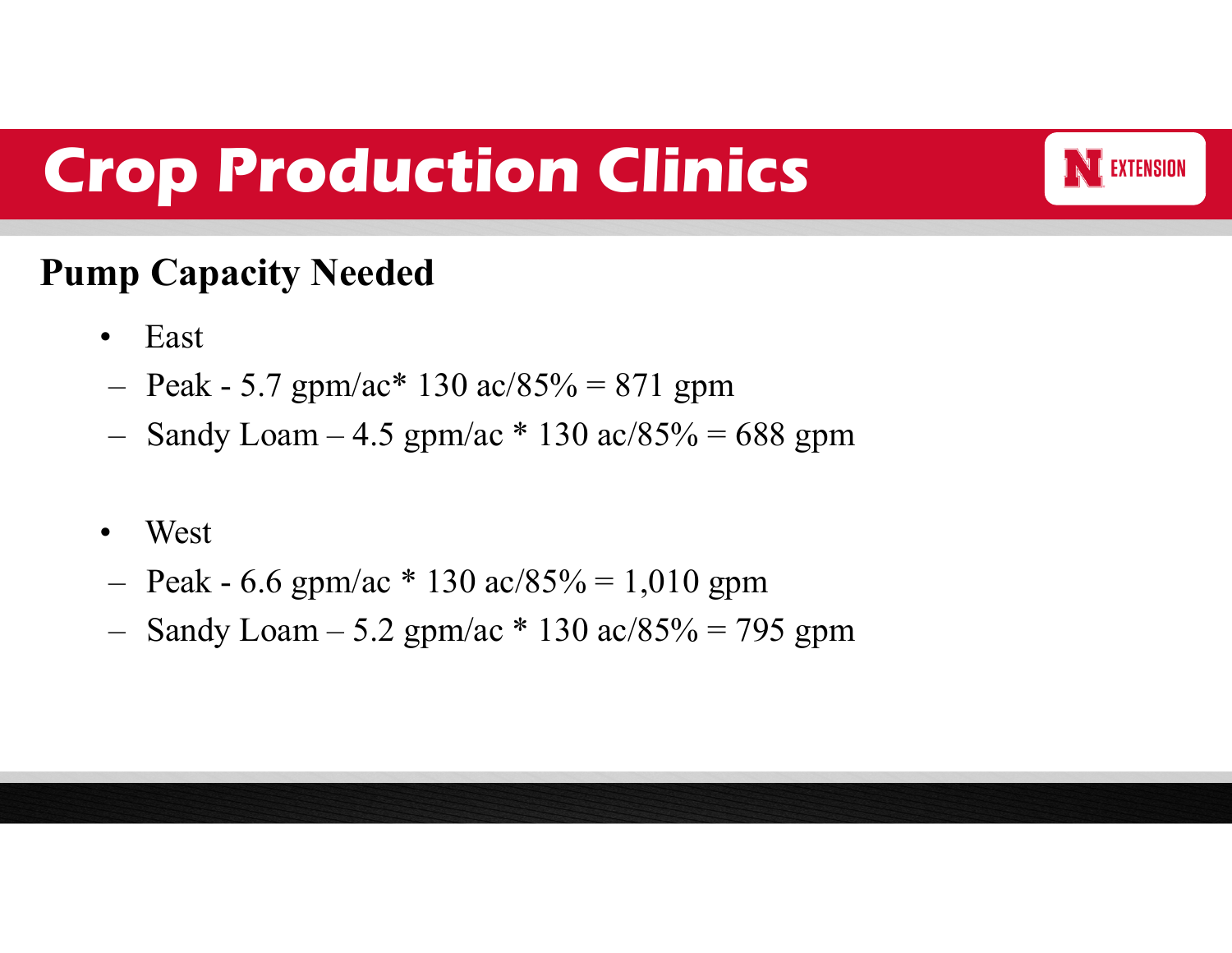# Crop Production Clinics

## Pump Capacity Needed

- East
  - Peak - 5.7 gpm/ac* 130 ac/85% = 871 gpm
  - Sandy Loam – 4.5 gpm/ac * 130 ac/85% = 688 gpm

- West
  - Peak - 6.6 gpm/ac * 130 ac/85% = 1,010 gpm
  - Sandy Loam – 5.2 gpm/ac * 130 ac/85% = 795 gpm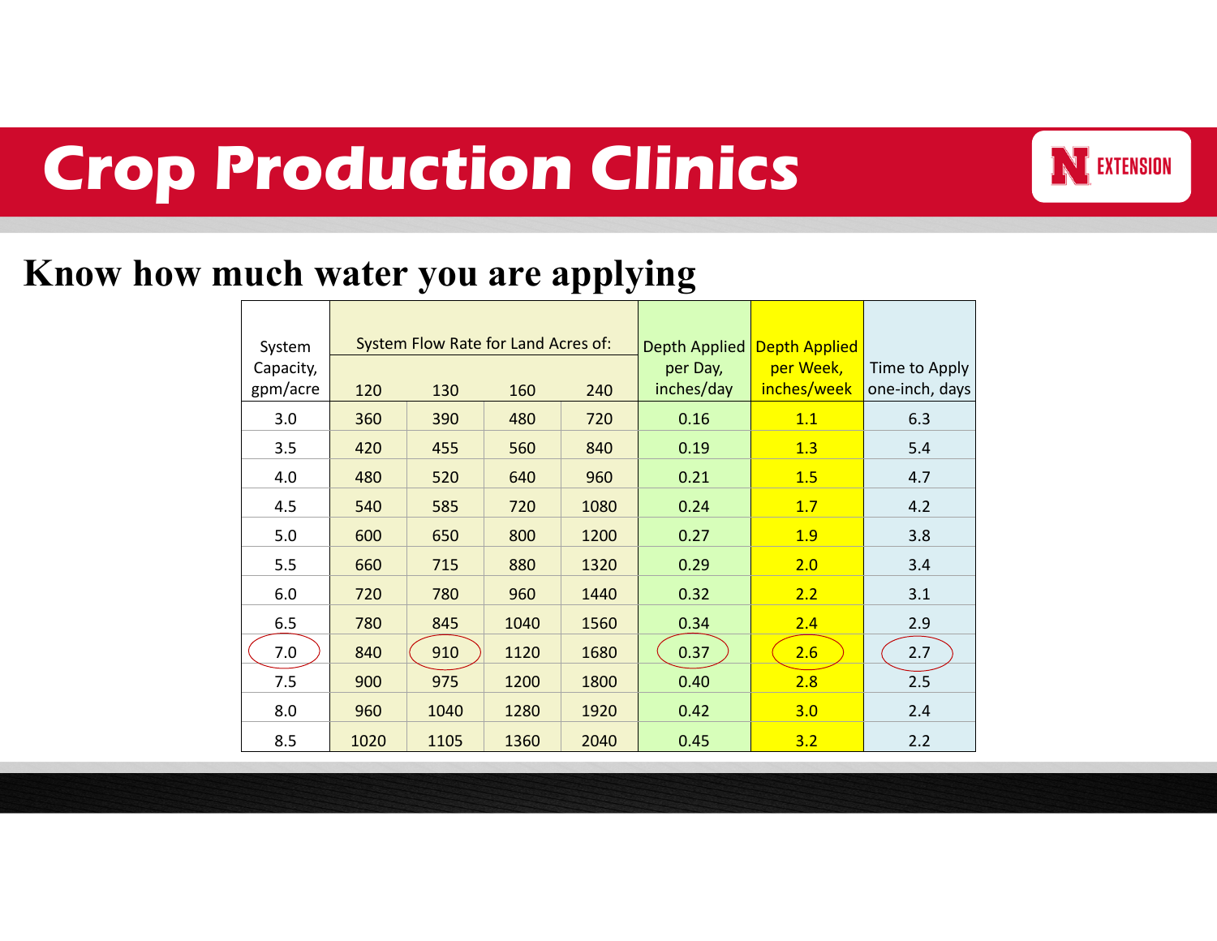# Crop Production Clinics

## Know how much water you are applying

| System Capacity, gpm/acre | System Flow Rate for Land Acres of: | | | | Depth Applied per Day, inches/day | Depth Applied per Week, inches/week | Time to Apply one-inch, days |
|---|---|---|---|---|---|---|---|
| | 120 | 130 | 160 | 240 | | | |
| 3.0 | 360 | 390 | 480 | 720 | 0.16 | 1.1 | 6.3 |
| 3.5 | 420 | 455 | 560 | 840 | 0.19 | 1.3 | 5.4 |
| 4.0 | 480 | 520 | 640 | 960 | 0.21 | 1.5 | 4.7 |
| 4.5 | 540 | 585 | 720 | 1080 | 0.24 | 1.7 | 4.2 |
| 5.0 | 600 | 650 | 800 | 1200 | 0.27 | 1.9 | 3.8 |
| 5.5 | 660 | 715 | 880 | 1320 | 0.29 | 2.0 | 3.4 |
| 6.0 | 720 | 780 | 960 | 1440 | 0.32 | 2.2 | 3.1 |
| 6.5 | 780 | 845 | 1040 | 1560 | 0.34 | 2.4 | 2.9 |
| 7.0 | 840 | 910 | 1120 | 1680 | 0.37 | 2.6 | 2.7 |
| 7.5 | 900 | 975 | 1200 | 1800 | 0.40 | 2.8 | 2.5 |
| 8.0 | 960 | 1040 | 1280 | 1920 | 0.42 | 3.0 | 2.4 |
| 8.5 | 1020 | 1105 | 1360 | 2040 | 0.45 | 3.2 | 2.2 |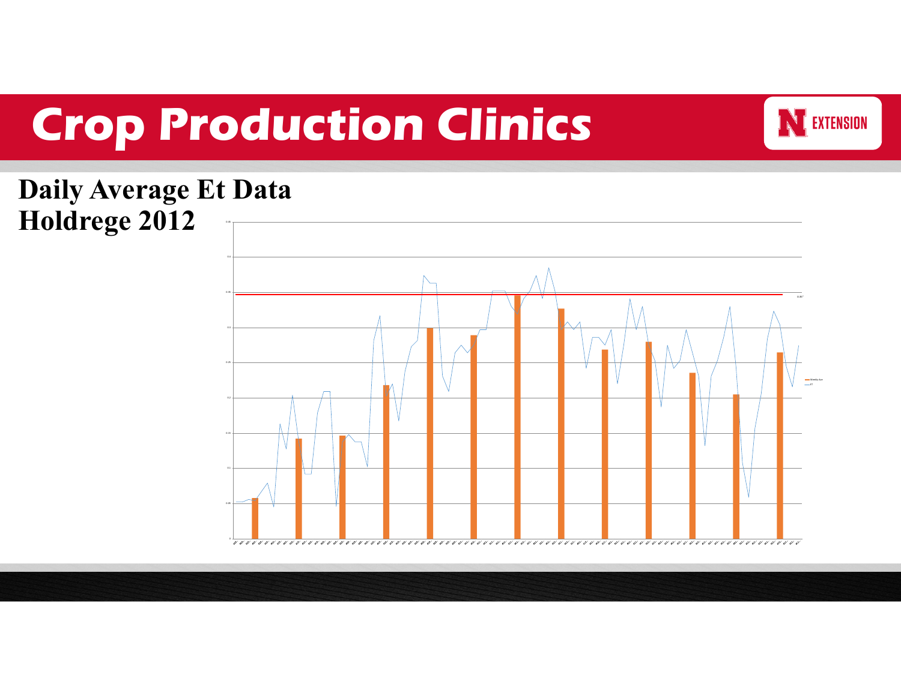# Crop Production Clinics

## Daily Average Et Data Holdrege 2012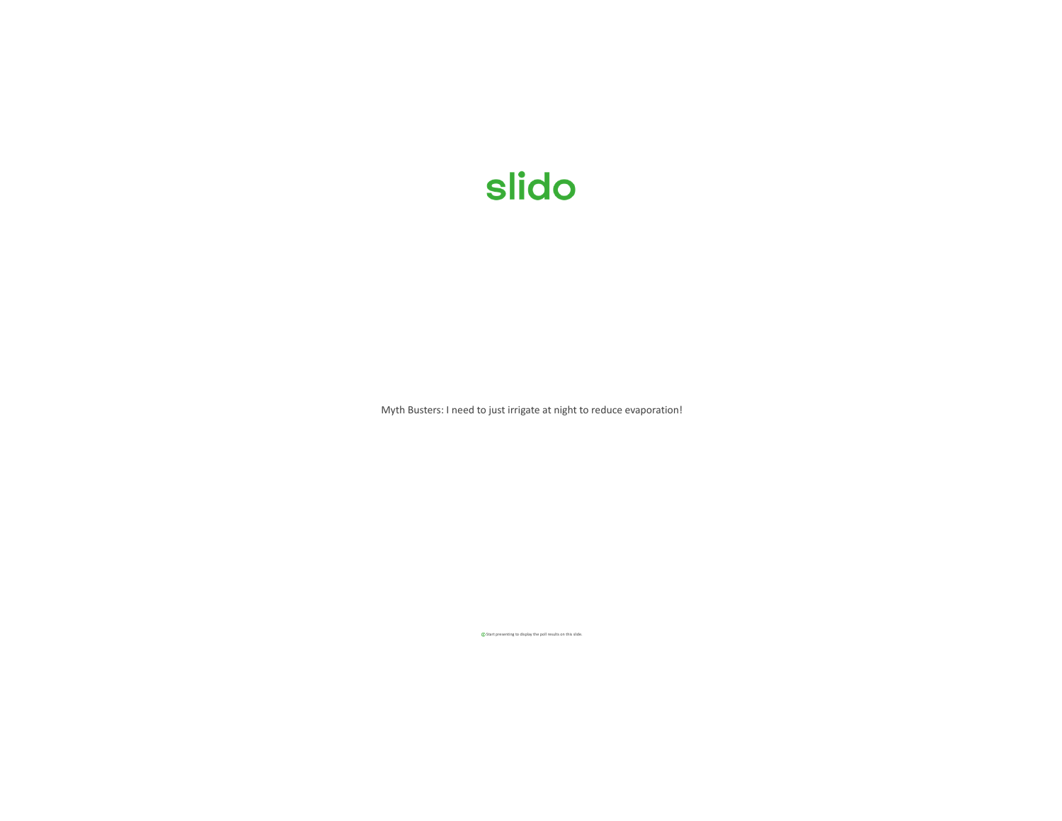slido

Myth Busters: I need to just irrigate at night to reduce evaporation!

ⓘ Start presenting to display the poll results on this slide.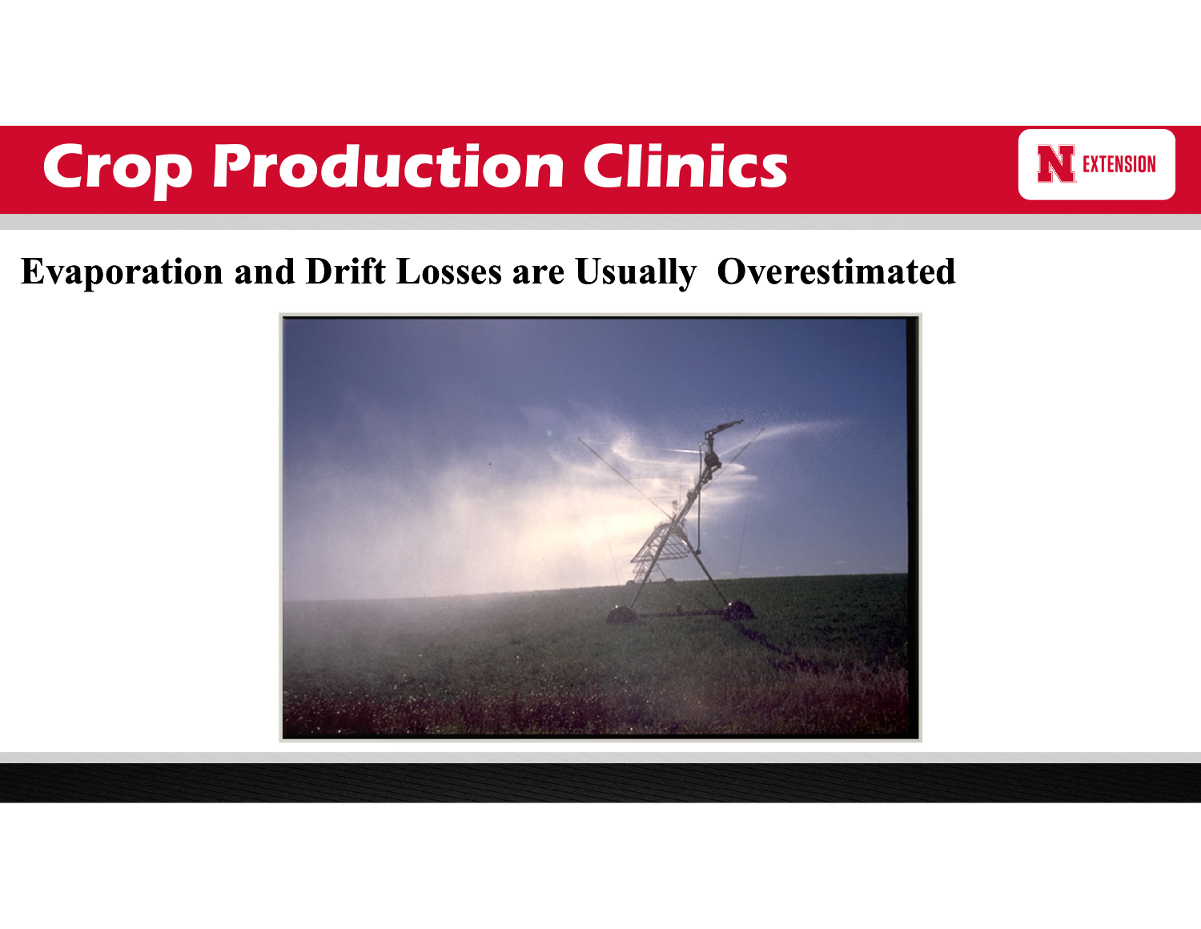# Crop Production Clinics

## Evaporation and Drift Losses are Usually Overestimated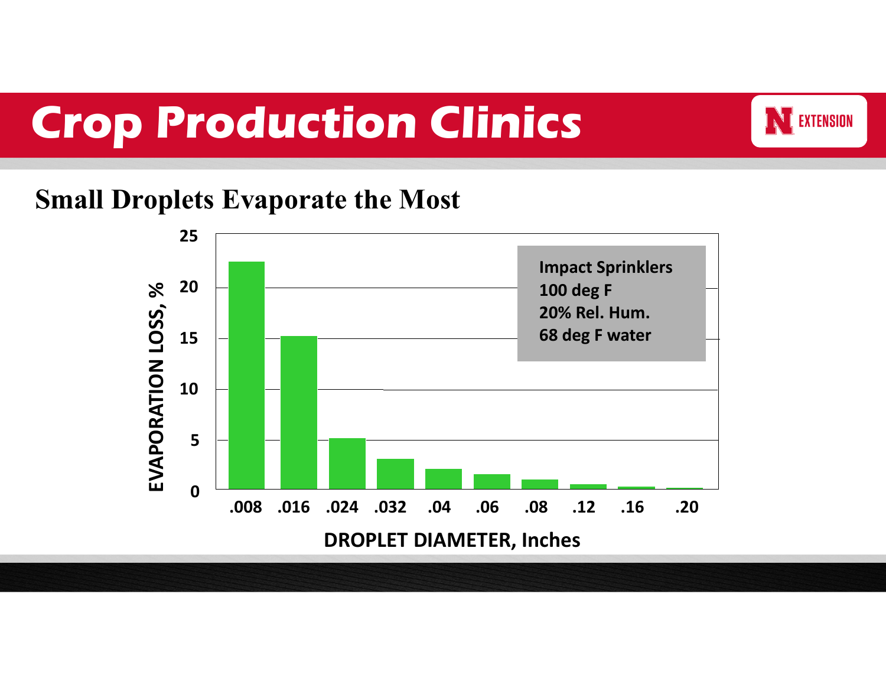## Small Droplets Evaporate the Most

Impact Sprinklers
100 deg F
20% Rel. Hum.
68 deg F water

EVAPORATION LOSS, %

DROPLET DIAMETER, Inches

.008 .016 .024 .032 .04 .06 .08 .12 .16 .20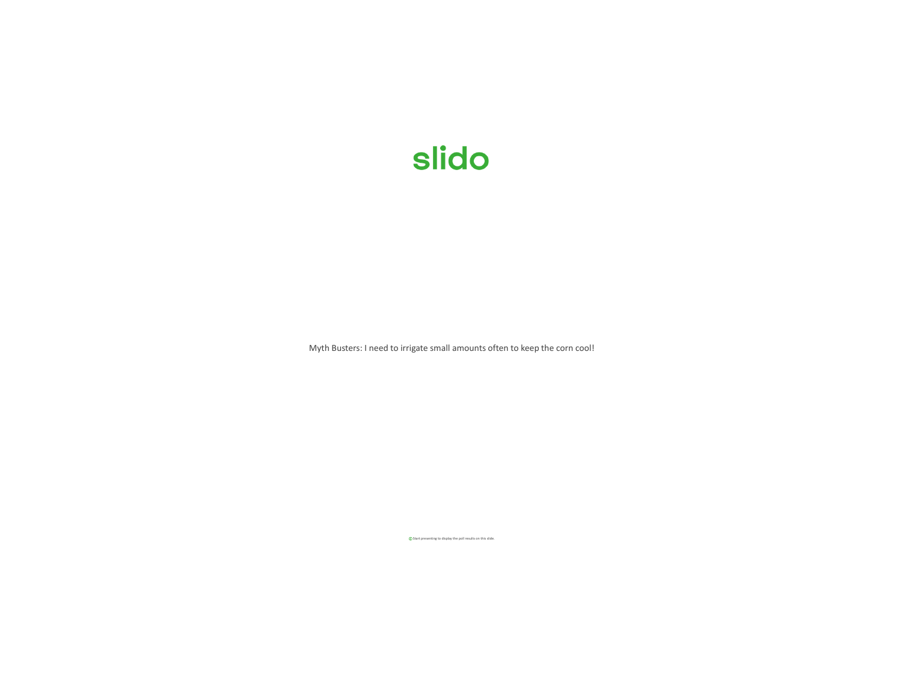slido

Myth Busters: I need to irrigate small amounts often to keep the corn cool!

Start presenting to display the poll results on this slide.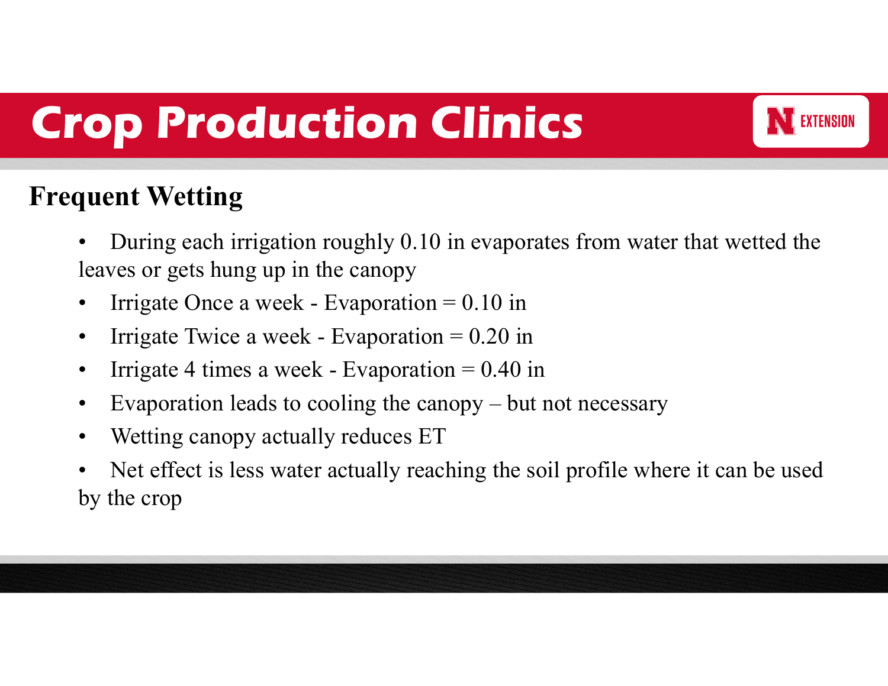# Crop Production Clinics

## Frequent Wetting

- During each irrigation roughly 0.10 in evaporates from water that wetted the leaves or gets hung up in the canopy
- Irrigate Once a week - Evaporation = 0.10 in
- Irrigate Twice a week - Evaporation = 0.20 in
- Irrigate 4 times a week - Evaporation = 0.40 in
- Evaporation leads to cooling the canopy – but not necessary
- Wetting canopy actually reduces ET
- Net effect is less water actually reaching the soil profile where it can be used by the crop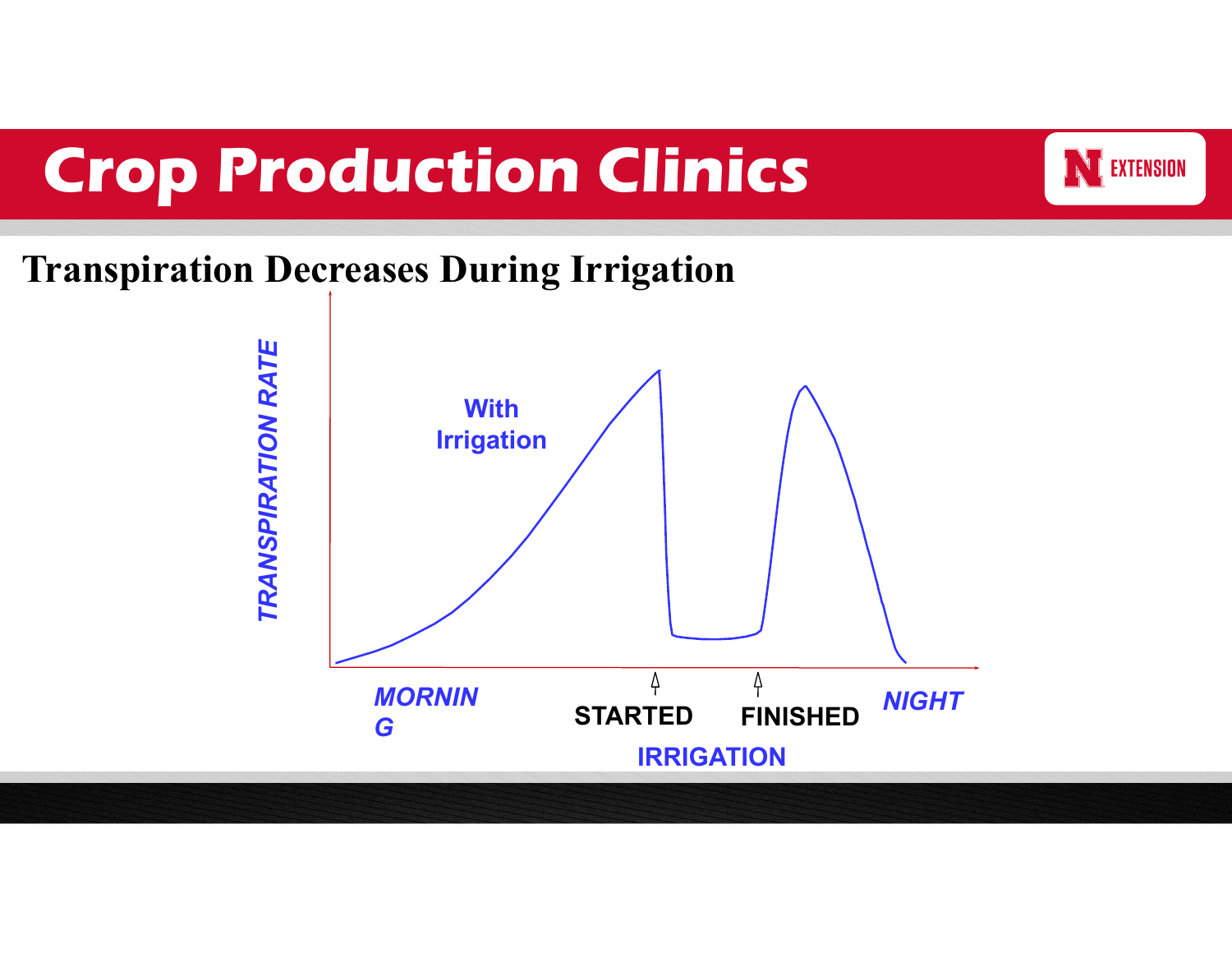## Transparation Decreases During Irrigation

TRANSPIRATION RATE

With Irrigation

MORNIN G

STARTED

FINISHED

NIGHT

IRRIGATION

## Transpiration Decreases During Irrigation

TRANSPIRATION RATE

With Irrigation

MORNIN G

STARTED

FINISHED

NIGHT

IRRIGATION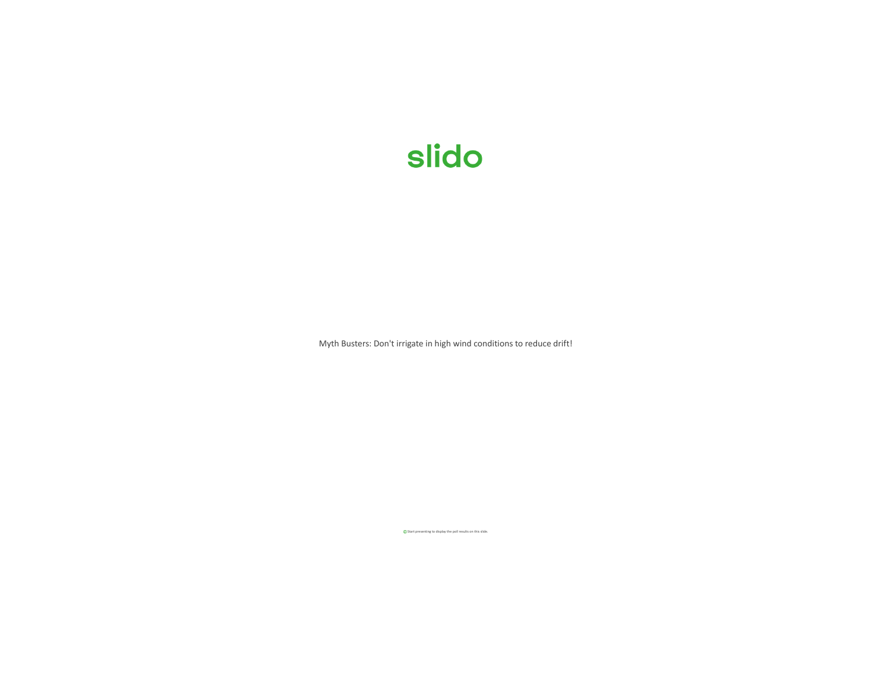slido

Myth Busters: Don't irrigate in high wind conditions to reduce drift!

Start presenting to display the poll results on this slide.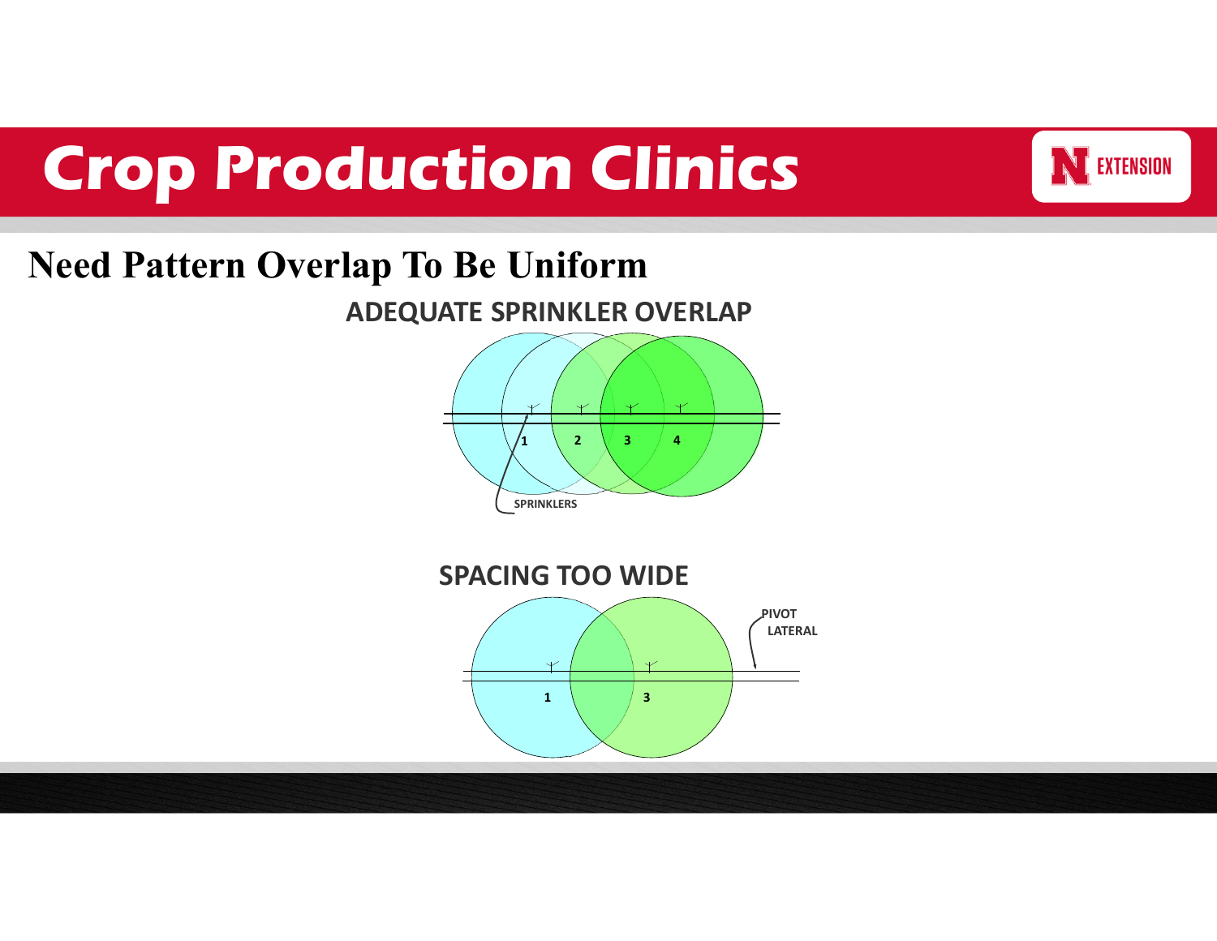# Need Pattern Overlap To Be Uniform

ADEQUATE SPRINKLER OVERLAP

1 2 3 4

SPRINKLERS

SPACING TOO WIDE

PIVOT LATERAL

1 3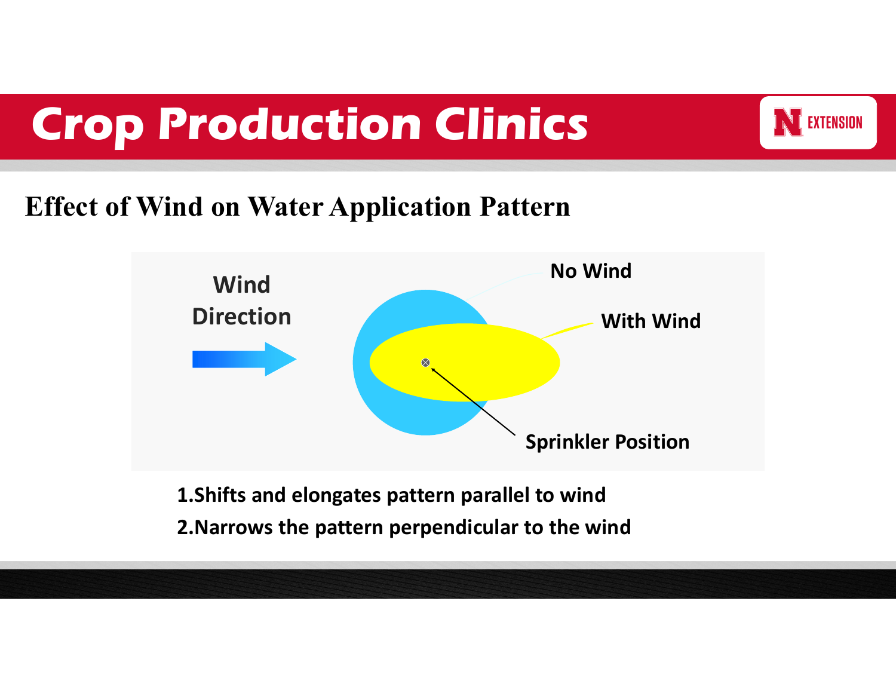# Crop Production Clinics

## Effect of Wind on Water Application Pattern

Wind Direction

No Wind

With Wind

Sprinkler Position

1. Shifts and elongates pattern parallel to wind
2. Narrows the pattern perpendicular to the wind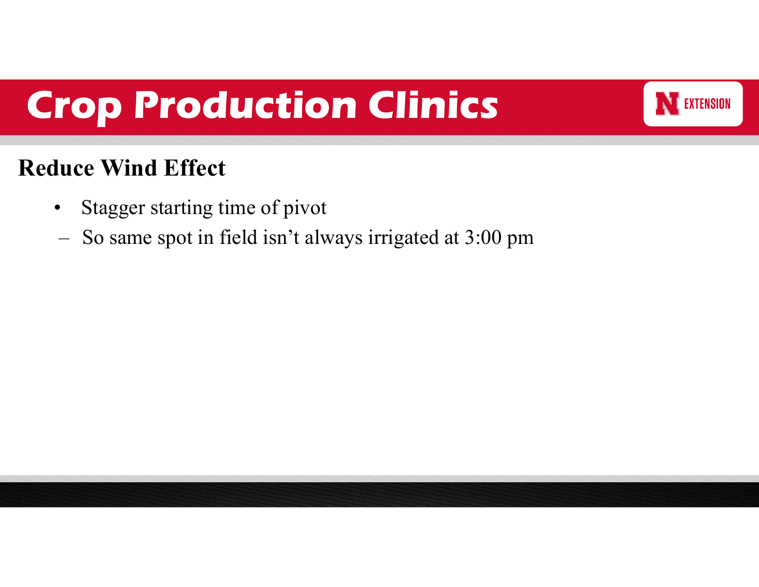# Crop Production Clinics

## Reduce Wind Effect

- Stagger starting time of pivot
  - So same spot in field isn't always irrigated at 3:00 pm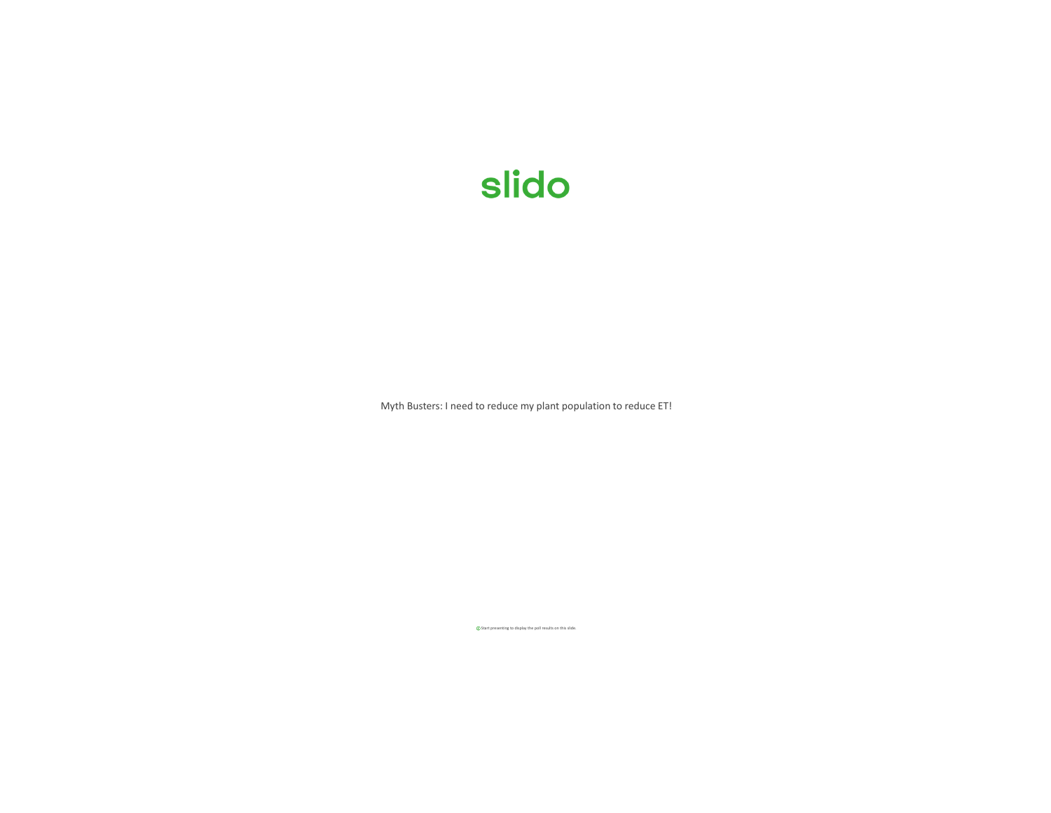slido

Myth Busters: I need to reduce my plant population to reduce ET!

Start presenting to display the poll results on this slide.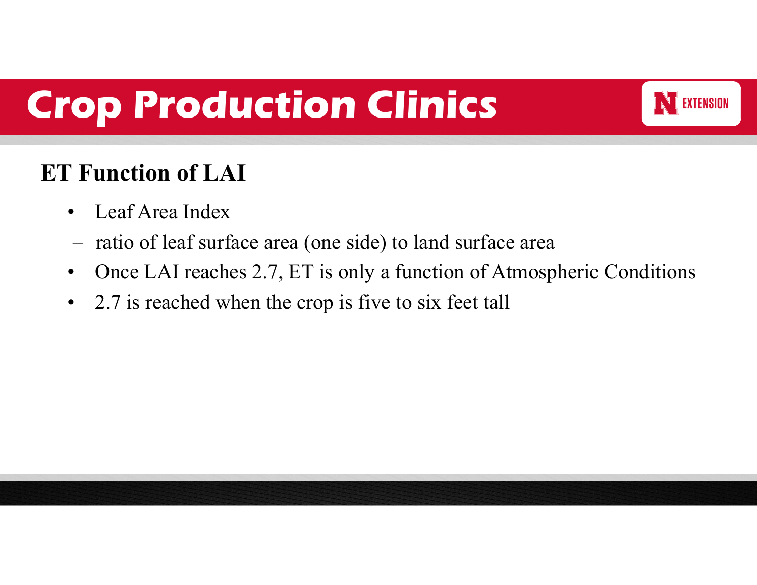## ET Function of LAI

- Leaf Area Index
  - ratio of leaf surface area (one side) to land surface area
- Once LAI reaches 2.7, ET is only a function of Atmospheric Conditions
- 2.7 is reached when the crop is five to six feet tall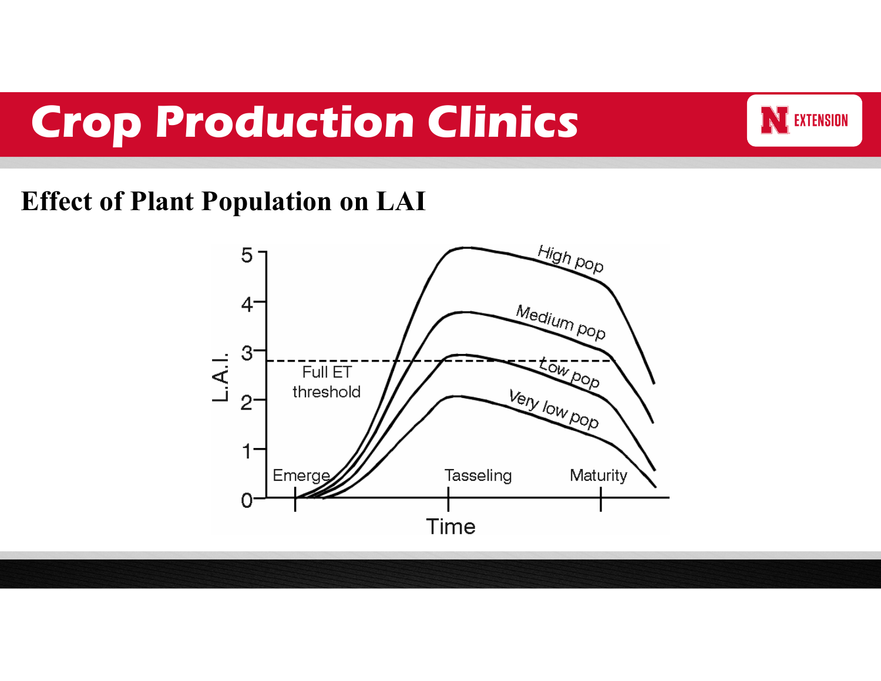## Effect of Plant Population on LAI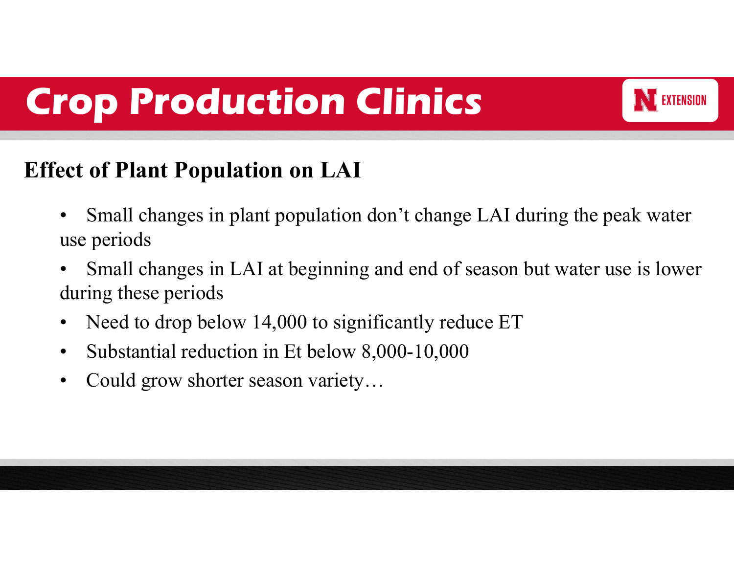# Crop Production Clinics

## Effect of Plant Population on LAI

- Small changes in plant population don't change LAI during the peak water use periods
- Small changes in LAI at beginning and end of season but water use is lower during these periods
- Need to drop below 14,000 to significantly reduce ET
- Substantial reduction in Et below 8,000-10,000
- Could grow shorter season variety…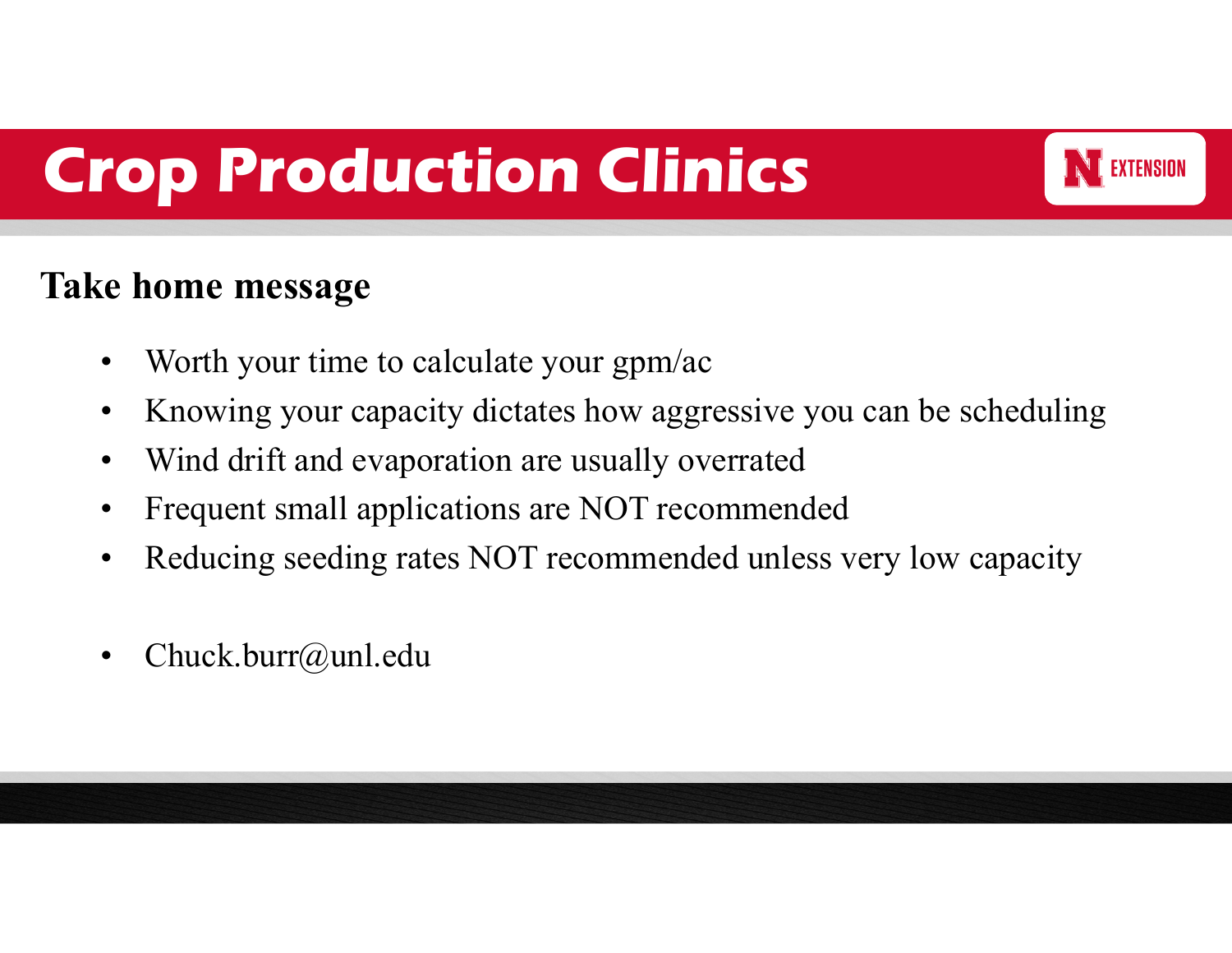# Crop Production Clinics

## Take home message

- Worth your time to calculate your gpm/ac
- Knowing your capacity dictates how aggressive you can be scheduling
- Wind drift and evaporation are usually overrated
- Frequent small applications are NOT recommended
- Reducing seeding rates NOT recommended unless very low capacity

- Chuck.burr@unl.edu